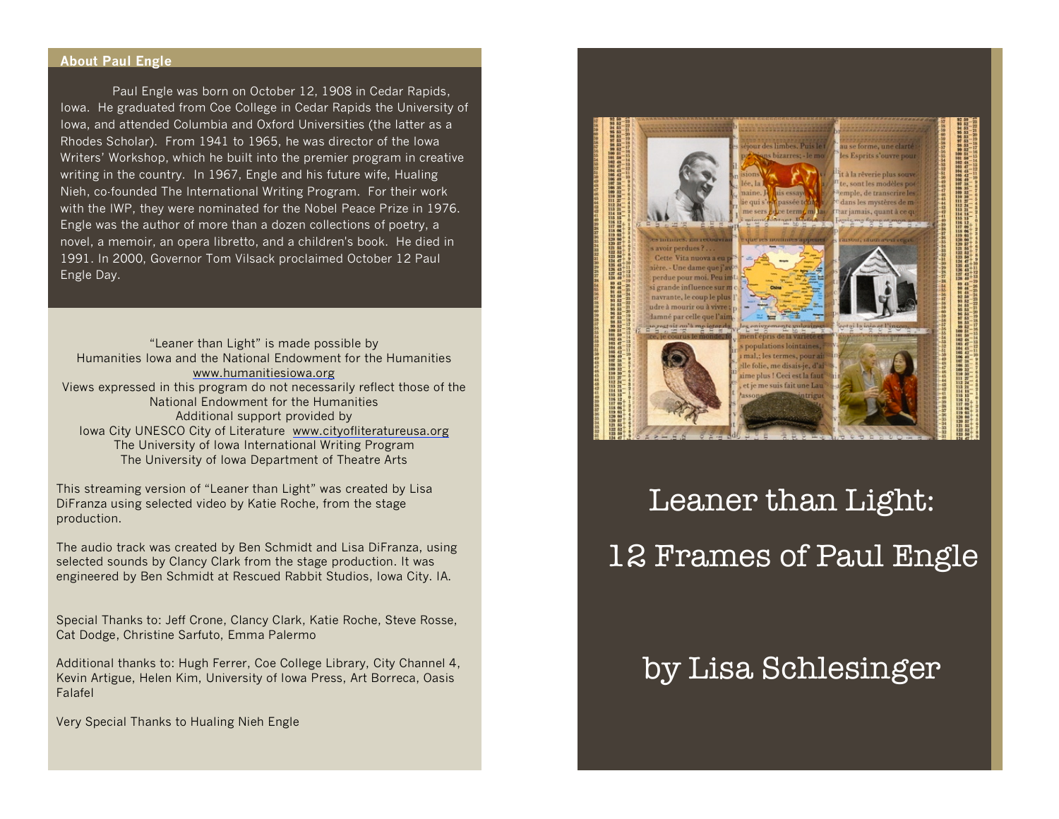## About Paul Engle

Paul Engle was born on October 12, 1908 in Cedar Rapids, Iowa. He graduated from Coe College in Cedar Rapids the University of Iowa, and attended Columbia and Oxford Universities (the latter as a Rhodes Scholar). From 1941 to 1965, he was director of the Iowa Writers' Workshop, which he built into the premier program in creative writing in the country. In 1967, Engle and his future wife, Hualing Nieh, co-founded The International Writing Program. For their work with the IWP, they were nominated for the Nobel Peace Prize in 1976. Engle was the author of more than a dozen collections of poetry, a novel, a memoir, an opera libretto, and a children's book. He died in 1991. In 2000, Governor Tom Vilsack proclaimed October 12 Paul Engle Day.

"Leaner than Light" is made possible by
Humanities Iowa and the National Endowment for the Humanities
www.humanitiesiowa.org
Views expressed in this program do not necessarily reflect those of the National Endowment for the Humanities
Additional support provided by
Iowa City UNESCO City of Literature www.cityofliteratureusa.org
The University of Iowa International Writing Program
The University of Iowa Department of Theatre Arts

This streaming version of "Leaner than Light" was created by Lisa DiFranza using selected video by Katie Roche, from the stage production.

The audio track was created by Ben Schmidt and Lisa DiFranza, using selected sounds by Clancy Clark from the stage production. It was engineered by Ben Schmidt at Rescued Rabbit Studios, Iowa City. IA.

Special Thanks to: Jeff Crone, Clancy Clark, Katie Roche, Steve Rosse, Cat Dodge, Christine Sarfuto, Emma Palermo

Additional thanks to: Hugh Ferrer, Coe College Library, City Channel 4, Kevin Artigue, Helen Kim, University of Iowa Press, Art Borreca, Oasis Falafel

Very Special Thanks to Hualing Nieh Engle

# Leaner than Light:

# 12 Frames of Paul Engle

## by Lisa Schlesinger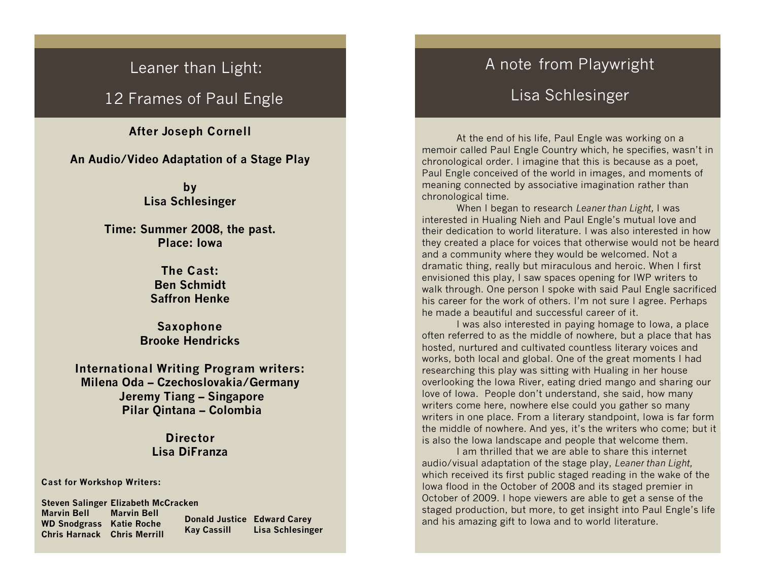# Leaner than Light:

# 12 Frames of Paul Engle

**After Joseph Cornell**

**An Audio/Video Adaptation of a Stage Play**

**by**
**Lisa Schlesinger**

**Time: Summer 2008, the past.**
**Place: Iowa**

**The Cast:**
**Ben Schmidt**
**Saffron Henke**

**Saxophone**
**Brooke Hendricks**

**International Writing Program writers:**
**Milena Oda – Czechoslovakia/Germany**
**Jeremy Tiang – Singapore**
**Pilar Qintana – Colombia**

**Director**
**Lisa DiFranza**

**Cast for Workshop Writers:**

**Steven Salinger**
**Marvin Bell**
**WD Snodgrass**
**Chris Harnack**
**Elizabeth McCracken**
**Marvin Bell**
**Katie Roche**
**Chris Merrill**
**Donald Justice**
**Kay Cassill**
**Edward Carey**
**Lisa Schlesinger**

# A note from Playwright

# Lisa Schlesinger

At the end of his life, Paul Engle was working on a memoir called Paul Engle Country which, he specifies, wasn't in chronological order. I imagine that this is because as a poet, Paul Engle conceived of the world in images, and moments of meaning connected by associative imagination rather than chronological time.

When I began to research *Leaner than Light,* I was interested in Hualing Nieh and Paul Engle's mutual love and their dedication to world literature. I was also interested in how they created a place for voices that otherwise would not be heard and a community where they would be welcomed. Not a dramatic thing, really but miraculous and heroic. When I first envisioned this play, I saw spaces opening for IWP writers to walk through. One person I spoke with said Paul Engle sacrificed his career for the work of others. I'm not sure I agree. Perhaps he made a beautiful and successful career of it.

I was also interested in paying homage to Iowa, a place often referred to as the middle of nowhere, but a place that has hosted, nurtured and cultivated countless literary voices and works, both local and global. One of the great moments I had researching this play was sitting with Hualing in her house overlooking the Iowa River, eating dried mango and sharing our love of Iowa. People don't understand, she said, how many writers come here, nowhere else could you gather so many writers in one place. From a literary standpoint, Iowa is far form the middle of nowhere. And yes, it's the writers who come; but it is also the Iowa landscape and people that welcome them.

I am thrilled that we are able to share this internet audio/visual adaptation of the stage play, *Leaner than Light,* which received its first public staged reading in the wake of the Iowa flood in the October of 2008 and its staged premier in October of 2009. I hope viewers are able to get a sense of the staged production, but more, to get insight into Paul Engle's life and his amazing gift to Iowa and to world literature.